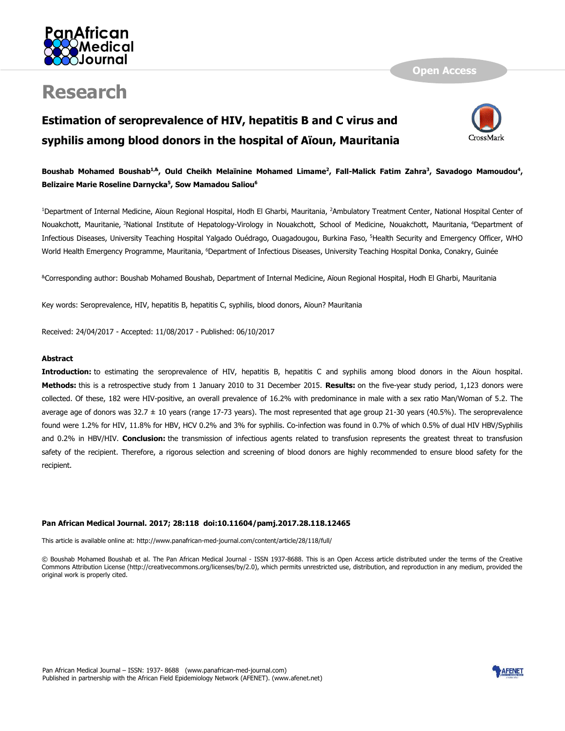# Research

## Estimation of seroprevalence of HIV, hepatitis B and C virus and syphilis among blood donors in the hospital of Aïoun, Mauritania

**Boushab Mohamed Boushab[1,&], Ould Cheikh Melaïnine Mohamed Limame[2], Fall-Malick Fatim Zahra[3], Savadogo Mamoudou[4], Belizaire Marie Roseline Darnycka[5], Sow Mamadou Saliou[6]**

[1]Department of Internal Medicine, Aïoun Regional Hospital, Hodh El Gharbi, Mauritania, [2]Ambulatory Treatment Center, National Hospital Center of Nouakchott, Mauritanie, [3]National Institute of Hepatology-Virology in Nouakchott, School of Medicine, Nouakchott, Mauritania, [4]Department of Infectious Diseases, University Teaching Hospital Yalgado Ouédrago, Ouagadougou, Burkina Faso, [5]Health Security and Emergency Officer, WHO World Health Emergency Programme, Mauritania, [6]Department of Infectious Diseases, University Teaching Hospital Donka, Conakry, Guinée

[&]Corresponding author: Boushab Mohamed Boushab, Department of Internal Medicine, Aïoun Regional Hospital, Hodh El Gharbi, Mauritania

Key words: Seroprevalence, HIV, hepatitis B, hepatitis C, syphilis, blood donors, Aïoun? Mauritania

Received: 24/04/2017 - Accepted: 11/08/2017 - Published: 06/10/2017

### Abstract

**Introduction:** to estimating the seroprevalence of HIV, hepatitis B, hepatitis C and syphilis among blood donors in the Aïoun hospital. **Methods:** this is a retrospective study from 1 January 2010 to 31 December 2015. **Results:** on the five-year study period, 1,123 donors were collected. Of these, 182 were HIV-positive, an overall prevalence of 16.2% with predominance in male with a sex ratio Man/Woman of 5.2. The average age of donors was 32.7 ± 10 years (range 17-73 years). The most represented that age group 21-30 years (40.5%). The seroprevalence found were 1.2% for HIV, 11.8% for HBV, HCV 0.2% and 3% for syphilis. Co-infection was found in 0.7% of which 0.5% of dual HIV HBV/Syphilis and 0.2% in HBV/HIV. **Conclusion:** the transmission of infectious agents related to transfusion represents the greatest threat to transfusion safety of the recipient. Therefore, a rigorous selection and screening of blood donors are highly recommended to ensure blood safety for the recipient.

**Pan African Medical Journal. 2017; 28:118 doi:10.11604/pamj.2017.28.118.12465**

This article is available online at: http://www.panafrican-med-journal.com/content/article/28/118/full/

© Boushab Mohamed Boushab et al. The Pan African Medical Journal - ISSN 1937-8688. This is an Open Access article distributed under the terms of the Creative Commons Attribution License (http://creativecommons.org/licenses/by/2.0), which permits unrestricted use, distribution, and reproduction in any medium, provided the original work is properly cited.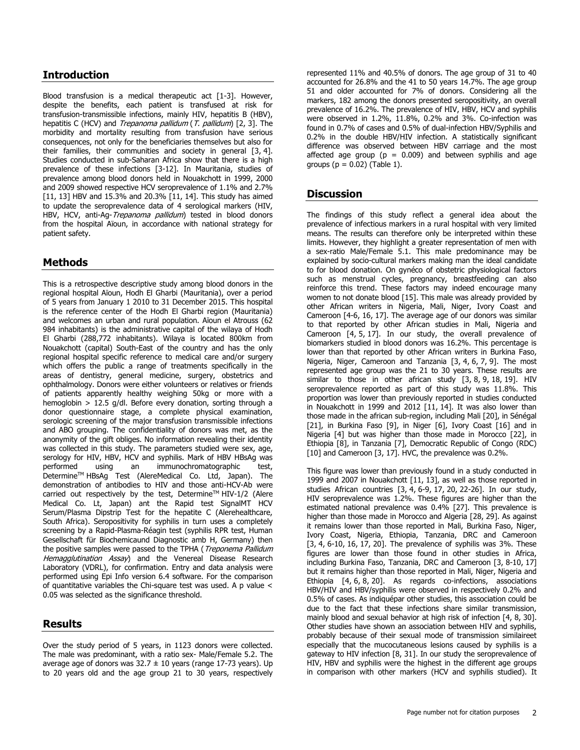## Introduction

Blood transfusion is a medical therapeutic act [1-3]. However, despite the benefits, each patient is transfused at risk for transfusion-transmissible infections, mainly HIV, hepatitis B (HBV), hepatitis C (HCV) and *Trepanoma pallidum* (*T. pallidum*) [2, 3]. The morbidity and mortality resulting from transfusion have serious consequences, not only for the beneficiaries themselves but also for their families, their communities and society in general [3, 4]. Studies conducted in sub-Saharan Africa show that there is a high prevalence of these infections [3-12]. In Mauritania, studies of prevalence among blood donors held in Nouakchott in 1999, 2000 and 2009 showed respective HCV seroprevalence of 1.1% and 2.7% [11, 13] HBV and 15.3% and 20.3% [11, 14]. This study has aimed to update the seroprevalence data of 4 serological markers (HIV, HBV, HCV, anti-Ag-*Trepanoma pallidum*) tested in blood donors from the hospital Aïoun, in accordance with national strategy for patient safety.

## Methods

This is a retrospective descriptive study among blood donors in the regional hospital Aïoun, Hodh El Gharbi (Mauritania), over a period of 5 years from January 1 2010 to 31 December 2015. This hospital is the reference center of the Hodh El Gharbi region (Mauritania) and welcomes an urban and rural population. Aïoun el Atrouss (62 984 inhabitants) is the administrative capital of the wilaya of Hodh El Gharbi (288,772 inhabitants). Wilaya is located 800km from Nouakchott (capital) South-East of the country and has the only regional hospital specific reference to medical care and/or surgery which offers the public a range of treatments specifically in the areas of dentistry, general medicine, surgery, obstetrics and ophthalmology. Donors were either volunteers or relatives or friends of patients apparently healthy weighing 50kg or more with a hemoglobin > 12.5 g/dl. Before every donation, sorting through a donor questionnaire stage, a complete physical examination, serologic screening of the major transfusion transmissible infections and ABO grouping. The confidentiality of donors was met, as the anonymity of the gift obliges. No information revealing their identity was collected in this study. The parameters studied were sex, age, serology for HIV, HBV, HCV and syphilis. Mark of HBV HBsAg was performed using an immunochromatographic test, Determine™ HBsAg Test (AlereMedical Co. Ltd, Japan). The demonstration of antibodies to HIV and those anti-HCV-Ab were carried out respectively by the test, Determine™ HIV-1/2 (Alere Medical Co. Lt, Japan) ant the Rapid test SignalMT HCV Serum/Plasma Dipstrip Test for the hepatite C (Alerehealthcare, South Africa). Seropositivity for syphilis in turn uses a completely screening by a Rapid-Plasma-Réagin test (syphilis RPR test, Human Gesellschaft für Biochemicaund Diagnostic amb H, Germany) then the positive samples were passed to the TPHA (*Treponema Pallidum Hemagglutination Assay*) and the Venereal Disease Research Laboratory (VDRL), for confirmation. Entry and data analysis were performed using Epi Info version 6.4 software. For the comparison of quantitative variables the Chi-square test was used. A p value < 0.05 was selected as the significance threshold.

## Results

Over the study period of 5 years, in 1123 donors were collected. The male was predominant, with a ratio sex- Male/Female 5.2. The average age of donors was 32.7 ± 10 years (range 17-73 years). Up to 20 years old and the age group 21 to 30 years, respectively represented 11% and 40.5% of donors. The age group of 31 to 40 accounted for 26.8% and the 41 to 50 years 14.7%. The age group 51 and older accounted for 7% of donors. Considering all the markers, 182 among the donors presented seropositivity, an overall prevalence of 16.2%. The prevalence of HIV, HBV, HCV and syphilis were observed in 1.2%, 11.8%, 0.2% and 3%. Co-infection was found in 0.7% of cases and 0.5% of dual-infection HBV/Syphilis and 0.2% in the double HBV/HIV infection. A statistically significant difference was observed between HBV carriage and the most affected age group (p = 0.009) and between syphilis and age groups (p = 0.02) (Table 1).

## Discussion

The findings of this study reflect a general idea about the prevalence of infectious markers in a rural hospital with very limited means. The results can therefore only be interpreted within these limits. However, they highlight a greater representation of men with a sex-ratio Male/Female 5.1. This male predominance may be explained by socio-cultural markers making man the ideal candidate to for blood donation. On gynéco of obstetric physiological factors such as menstrual cycles, pregnancy, breastfeeding can also reinforce this trend. These factors may indeed encourage many women to not donate blood [15]. This male was already provided by other African writers in Nigeria, Mali, Niger, Ivory Coast and Cameroon [4-6, 16, 17]. The average age of our donors was similar to that reported by other African studies in Mali, Nigeria and Cameroon [4, 5, 17]. In our study, the overall prevalence of biomarkers studied in blood donors was 16.2%. This percentage is lower than that reported by other African writers in Burkina Faso, Nigeria, Niger, Cameroon and Tanzania [3, 4, 6, 7, 9]. The most represented age group was the 21 to 30 years. These results are similar to those in other african study [3, 8, 9, 18, 19]. HIV seroprevalence reported as part of this study was 11.8%. This proportion was lower than previously reported in studies conducted in Nouakchott in 1999 and 2012 [11, 14]. It was also lower than those made in the african sub-region, including Mali [20], in Sénégal [21], in Burkina Faso [9], in Niger [6], Ivory Coast [16] and in Nigeria [4] but was higher than those made in Morocco [22], in Ethiopia [8], in Tanzania [7], Democratic Republic of Congo (RDC) [10] and Cameroon [3, 17]. HVC, the prevalence was 0.2%.

This figure was lower than previously found in a study conducted in 1999 and 2007 in Nouakchott [11, 13], as well as those reported in studies African countries [3, 4, 6-9, 17, 20, 22-26]. In our study, HIV seroprevalence was 1.2%. These figures are higher than the estimated national prevalence was 0.4% [27]. This prevalence is higher than those made in Morocco and Algeria [28, 29]. As against it remains lower than those reported in Mali, Burkina Faso, Niger, Ivory Coast, Nigeria, Ethiopia, Tanzania, DRC and Cameroon [3, 4, 6-10, 16, 17, 20]. The prevalence of syphilis was 3%. These figures are lower than those found in other studies in Africa, including Burkina Faso, Tanzania, DRC and Cameroon [3, 8-10, 17] but it remains higher than those reported in Mali, Niger, Nigeria and Ethiopia [4, 6, 8, 20]. As regards co-infections, associations HBV/HIV and HBV/syphilis were observed in respectively 0.2% and 0.5% of cases. As indiquépar other studies, this association could be due to the fact that these infections share similar transmission, mainly blood and sexual behavior at high risk of infection [4, 8, 30]. Other studies have shown an association between HIV and syphilis, probably because of their sexual mode of transmission similaireet especially that the mucocutaneous lesions caused by syphilis is a gateway to HIV infection [8, 31]. In our study the seroprevalence of HIV, HBV and syphilis were the highest in the different age groups in comparison with other markers (HCV and syphilis studied). It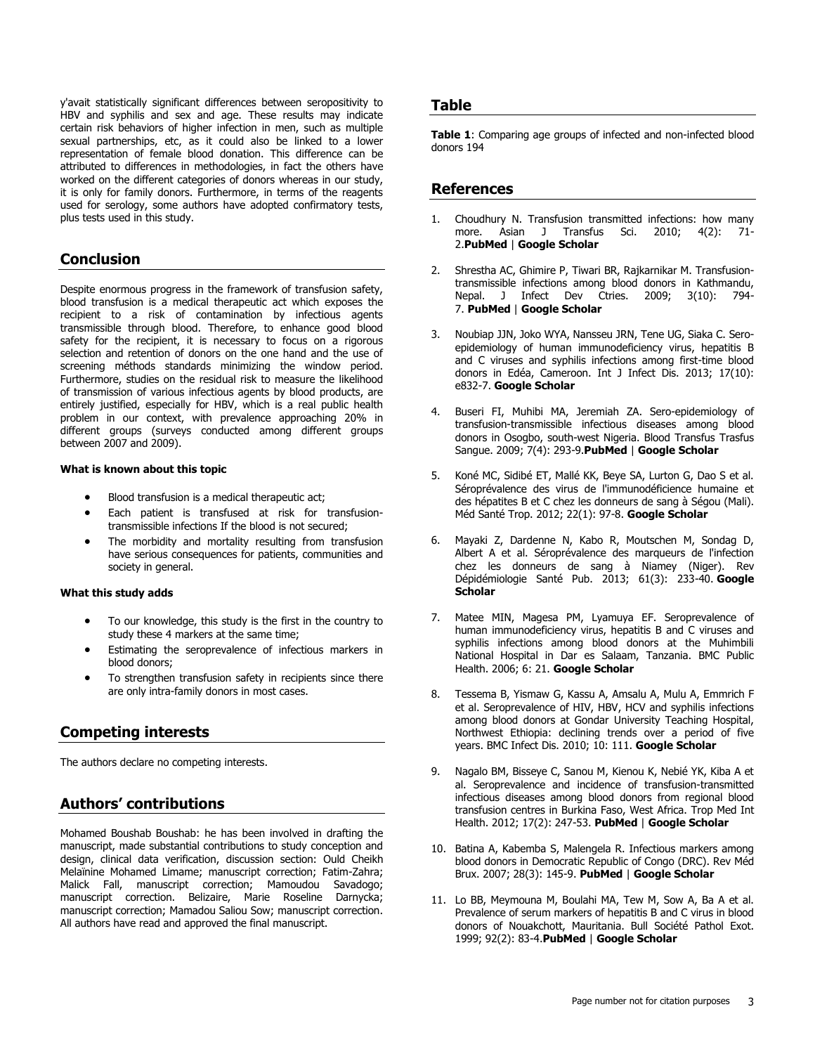y'avait statistically significant differences between seropositivity to HBV and syphilis and sex and age. These results may indicate certain risk behaviors of higher infection in men, such as multiple sexual partnerships, etc, as it could also be linked to a lower representation of female blood donation. This difference can be attributed to differences in methodologies, in fact the others have worked on the different categories of donors whereas in our study, it is only for family donors. Furthermore, in terms of the reagents used for serology, some authors have adopted confirmatory tests, plus tests used in this study.

## Conclusion

Despite enormous progress in the framework of transfusion safety, blood transfusion is a medical therapeutic act which exposes the recipient to a risk of contamination by infectious agents transmissible through blood. Therefore, to enhance good blood safety for the recipient, it is necessary to focus on a rigorous selection and retention of donors on the one hand and the use of screening méthods standards minimizing the window period. Furthermore, studies on the residual risk to measure the likelihood of transmission of various infectious agents by blood products, are entirely justified, especially for HBV, which is a real public health problem in our context, with prevalence approaching 20% in different groups (surveys conducted among different groups between 2007 and 2009).

**What is known about this topic**

- Blood transfusion is a medical therapeutic act;
- Each patient is transfused at risk for transfusion-transmissible infections If the blood is not secured;
- The morbidity and mortality resulting from transfusion have serious consequences for patients, communities and society in general.

**What this study adds**

- To our knowledge, this study is the first in the country to study these 4 markers at the same time;
- Estimating the seroprevalence of infectious markers in blood donors;
- To strengthen transfusion safety in recipients since there are only intra-family donors in most cases.

## Competing interests

The authors declare no competing interests.

## Authors' contributions

Mohamed Boushab Boushab: he has been involved in drafting the manuscript, made substantial contributions to study conception and design, clinical data verification, discussion section: Ould Cheikh Melaïnine Mohamed Limame; manuscript correction; Fatim-Zahra; Malick Fall, manuscript correction; Mamoudou Savadogo; manuscript correction. Belizaire, Marie Roseline Darnycka; manuscript correction; Mamadou Saliou Sow; manuscript correction. All authors have read and approved the final manuscript.

## Table

**Table 1**: Comparing age groups of infected and non-infected blood donors 194

## References

1. Choudhury N. Transfusion transmitted infections: how many more. Asian J Transfus Sci. 2010; 4(2): 71-2.**PubMed** | **Google Scholar**
2. Shrestha AC, Ghimire P, Tiwari BR, Rajkarnikar M. Transfusion-transmissible infections among blood donors in Kathmandu, Nepal. J Infect Dev Ctries. 2009; 3(10): 794-7. **PubMed** | **Google Scholar**
3. Noubiap JJN, Joko WYA, Nansseu JRN, Tene UG, Siaka C. Sero-epidemiology of human immunodeficiency virus, hepatitis B and C viruses and syphilis infections among first-time blood donors in Edéa, Cameroon. Int J Infect Dis. 2013; 17(10): e832-7. **Google Scholar**
4. Buseri FI, Muhibi MA, Jeremiah ZA. Sero-epidemiology of transfusion-transmissible infectious diseases among blood donors in Osogbo, south-west Nigeria. Blood Transfus Trasfus Sangue. 2009; 7(4): 293-9.**PubMed** | **Google Scholar**
5. Koné MC, Sidibé ET, Mallé KK, Beye SA, Lurton G, Dao S et al. Séroprévalence des virus de l'immunodéficience humaine et des hépatites B et C chez les donneurs de sang à Ségou (Mali). Méd Santé Trop. 2012; 22(1): 97-8. **Google Scholar**
6. Mayaki Z, Dardenne N, Kabo R, Moutschen M, Sondag D, Albert A et al. Séroprévalence des marqueurs de l'infection chez les donneurs de sang à Niamey (Niger). Rev Dépidémiologie Santé Pub. 2013; 61(3): 233-40. **Google Scholar**
7. Matee MIN, Magesa PM, Lyamuya EF. Seroprevalence of human immunodeficiency virus, hepatitis B and C viruses and syphilis infections among blood donors at the Muhimbili National Hospital in Dar es Salaam, Tanzania. BMC Public Health. 2006; 6: 21. **Google Scholar**
8. Tessema B, Yismaw G, Kassu A, Amsalu A, Mulu A, Emmrich F et al. Seroprevalence of HIV, HBV, HCV and syphilis infections among blood donors at Gondar University Teaching Hospital, Northwest Ethiopia: declining trends over a period of five years. BMC Infect Dis. 2010; 10: 111. **Google Scholar**
9. Nagalo BM, Bisseye C, Sanou M, Kienou K, Nebié YK, Kiba A et al. Seroprevalence and incidence of transfusion-transmitted infectious diseases among blood donors from regional blood transfusion centres in Burkina Faso, West Africa. Trop Med Int Health. 2012; 17(2): 247-53. **PubMed** | **Google Scholar**
10. Batina A, Kabemba S, Malengela R. Infectious markers among blood donors in Democratic Republic of Congo (DRC). Rev Méd Brux. 2007; 28(3): 145-9. **PubMed** | **Google Scholar**
11. Lo BB, Meymouna M, Boulahi MA, Tew M, Sow A, Ba A et al. Prevalence of serum markers of hepatitis B and C virus in blood donors of Nouakchott, Mauritania. Bull Société Pathol Exot. 1999; 92(2): 83-4.**PubMed** | **Google Scholar**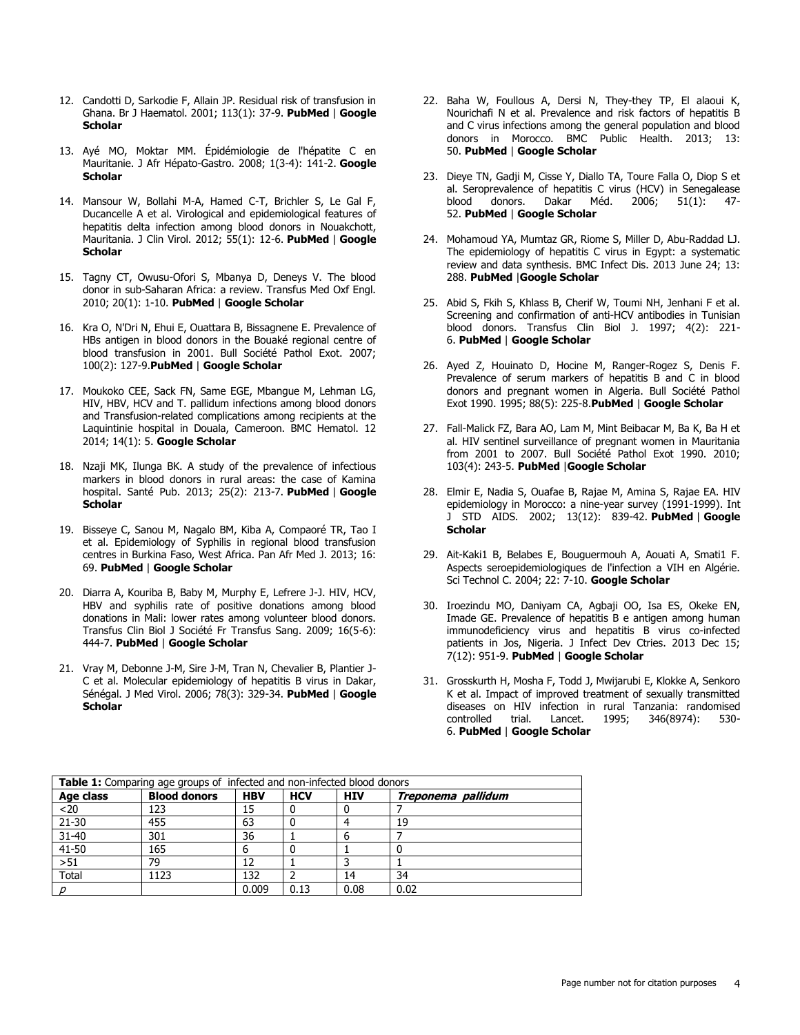12. Candotti D, Sarkodie F, Allain JP. Residual risk of transfusion in Ghana. Br J Haematol. 2001; 113(1): 37-9. **PubMed** | **Google Scholar**

13. Ayé MO, Moktar MM. Épidémiologie de l'hépatite C en Mauritanie. J Afr Hépato-Gastro. 2008; 1(3-4): 141-2. **Google Scholar**

14. Mansour W, Bollahi M-A, Hamed C-T, Brichler S, Le Gal F, Ducancelle A et al. Virological and epidemiological features of hepatitis delta infection among blood donors in Nouakchott, Mauritania. J Clin Virol. 2012; 55(1): 12-6. **PubMed** | **Google Scholar**

15. Tagny CT, Owusu-Ofori S, Mbanya D, Deneys V. The blood donor in sub-Saharan Africa: a review. Transfus Med Oxf Engl. 2010; 20(1): 1-10. **PubMed** | **Google Scholar**

16. Kra O, N'Dri N, Ehui E, Ouattara B, Bissagnene E. Prevalence of HBs antigen in blood donors in the Bouaké regional centre of blood transfusion in 2001. Bull Société Pathol Exot. 2007; 100(2): 127-9.**PubMed** | **Google Scholar**

17. Moukoko CEE, Sack FN, Same EGE, Mbangue M, Lehman LG, HIV, HBV, HCV and T. pallidum infections among blood donors and Transfusion-related complications among recipients at the Laquintinie hospital in Douala, Cameroon. BMC Hematol. 12 2014; 14(1): 5. **Google Scholar**

18. Nzaji MK, Ilunga BK. A study of the prevalence of infectious markers in blood donors in rural areas: the case of Kamina hospital. Santé Pub. 2013; 25(2): 213-7. **PubMed** | **Google Scholar**

19. Bisseye C, Sanou M, Nagalo BM, Kiba A, Compaoré TR, Tao I et al. Epidemiology of Syphilis in regional blood transfusion centres in Burkina Faso, West Africa. Pan Afr Med J. 2013; 16: 69. **PubMed** | **Google Scholar**

20. Diarra A, Kouriba B, Baby M, Murphy E, Lefrere J-J. HIV, HCV, HBV and syphilis rate of positive donations among blood donations in Mali: lower rates among volunteer blood donors. Transfus Clin Biol J Société Fr Transfus Sang. 2009; 16(5-6): 444-7. **PubMed** | **Google Scholar**

21. Vray M, Debonne J-M, Sire J-M, Tran N, Chevalier B, Plantier J-C et al. Molecular epidemiology of hepatitis B virus in Dakar, Sénégal. J Med Virol. 2006; 78(3): 329-34. **PubMed** | **Google Scholar**

22. Baha W, Foullous A, Dersi N, They-they TP, El alaoui K, Nourichafi N et al. Prevalence and risk factors of hepatitis B and C virus infections among the general population and blood donors in Morocco. BMC Public Health. 2013; 13: 50. **PubMed** | **Google Scholar**

23. Dieye TN, Gadji M, Cisse Y, Diallo TA, Toure Falla O, Diop S et al. Seroprevalence of hepatitis C virus (HCV) in Senegalease blood donors. Dakar Méd. 2006; 51(1): 47-52. **PubMed** | **Google Scholar**

24. Mohamoud YA, Mumtaz GR, Riome S, Miller D, Abu-Raddad LJ. The epidemiology of hepatitis C virus in Egypt: a systematic review and data synthesis. BMC Infect Dis. 2013 June 24; 13: 288. **PubMed** |**Google Scholar**

25. Abid S, Fkih S, Khlass B, Cherif W, Toumi NH, Jenhani F et al. Screening and confirmation of anti-HCV antibodies in Tunisian blood donors. Transfus Clin Biol J. 1997; 4(2): 221-6. **PubMed** | **Google Scholar**

26. Ayed Z, Houinato D, Hocine M, Ranger-Rogez S, Denis F. Prevalence of serum markers of hepatitis B and C in blood donors and pregnant women in Algeria. Bull Société Pathol Exot 1990. 1995; 88(5): 225-8.**PubMed** | **Google Scholar**

27. Fall-Malick FZ, Bara AO, Lam M, Mint Beibacar M, Ba K, Ba H et al. HIV sentinel surveillance of pregnant women in Mauritania from 2001 to 2007. Bull Société Pathol Exot 1990. 2010; 103(4): 243-5. **PubMed** |**Google Scholar**

28. Elmir E, Nadia S, Ouafae B, Rajae M, Amina S, Rajae EA. HIV epidemiology in Morocco: a nine-year survey (1991-1999). Int J STD AIDS. 2002; 13(12): 839-42. **PubMed** | **Google Scholar**

29. Ait-Kaki1 B, Belabes E, Bouguermouh A, Aouati A, Smati1 F. Aspects seroepidemiologiques de l'infection a VIH en Algérie. Sci Technol C. 2004; 22: 7-10. **Google Scholar**

30. Iroezindu MO, Daniyam CA, Agbaji OO, Isa ES, Okeke EN, Imade GE. Prevalence of hepatitis B e antigen among human immunodeficiency virus and hepatitis B virus co-infected patients in Jos, Nigeria. J Infect Dev Ctries. 2013 Dec 15; 7(12): 951-9. **PubMed** | **Google Scholar**

31. Grosskurth H, Mosha F, Todd J, Mwijarubi E, Klokke A, Senkoro K et al. Impact of improved treatment of sexually transmitted diseases on HIV infection in rural Tanzania: randomised controlled trial. Lancet. 1995; 346(8974): 530-6. **PubMed** | **Google Scholar**

**Table 1:** Comparing age groups of infected and non-infected blood donors

| Age class | Blood donors | HBV | HCV | HIV | *Treponema pallidum* |
|---|---|---|---|---|---|
| <20 | 123 | 15 | 0 | 0 | 7 |
| 21-30 | 455 | 63 | 0 | 4 | 19 |
| 31-40 | 301 | 36 | 1 | 6 | 7 |
| 41-50 | 165 | 6 | 0 | 1 | 0 |
| >51 | 79 | 12 | 1 | 3 | 1 |
| Total | 1123 | 132 | 2 | 14 | 34 |
| *p* | | 0.009 | 0.13 | 0.08 | 0.02 |